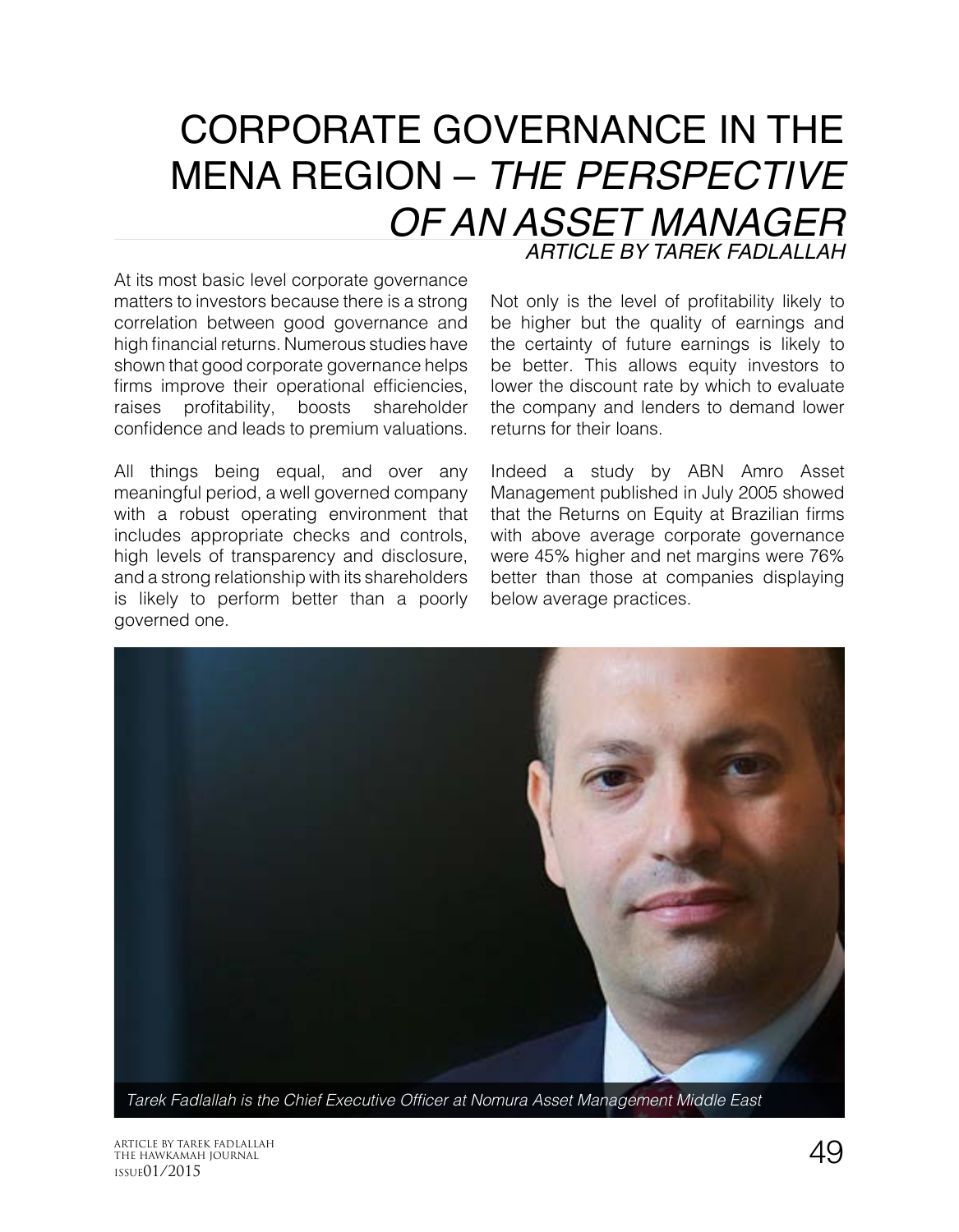# CORPORATE GOVERNANCE IN THE MENA REGION – *THE PERSPECTIVE OF AN ASSET MANAGER*

*ARTICLE BY TAREK FADLALLAH*

At its most basic level corporate governance matters to investors because there is a strong correlation between good governance and high financial returns. Numerous studies have shown that good corporate governance helps firms improve their operational efficiencies, raises profitability, boosts shareholder confidence and leads to premium valuations.

All things being equal, and over any meaningful period, a well governed company with a robust operating environment that includes appropriate checks and controls, high levels of transparency and disclosure, and a strong relationship with its shareholders is likely to perform better than a poorly governed one.

Not only is the level of profitability likely to be higher but the quality of earnings and the certainty of future earnings is likely to be better. This allows equity investors to lower the discount rate by which to evaluate the company and lenders to demand lower returns for their loans.

Indeed a study by ABN Amro Asset Management published in July 2005 showed that the Returns on Equity at Brazilian firms with above average corporate governance were 45% higher and net margins were 76% better than those at companies displaying below average practices.

*Tarek Fadlallah is the Chief Executive Officer at Nomura Asset Management Middle East*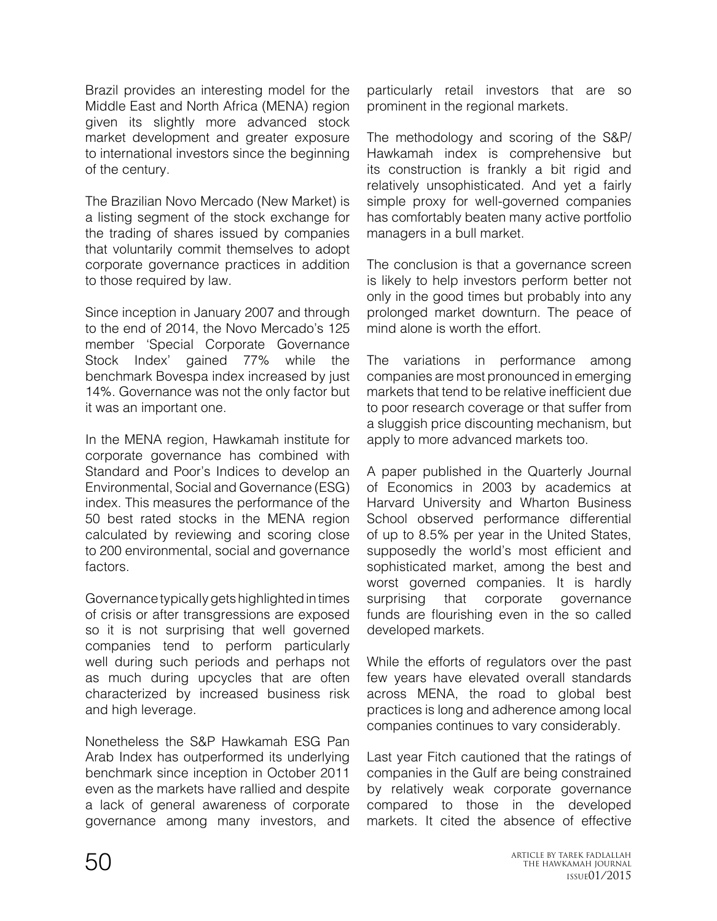Brazil provides an interesting model for the Middle East and North Africa (MENA) region given its slightly more advanced stock market development and greater exposure to international investors since the beginning of the century.

The Brazilian Novo Mercado (New Market) is a listing segment of the stock exchange for the trading of shares issued by companies that voluntarily commit themselves to adopt corporate governance practices in addition to those required by law.

Since inception in January 2007 and through to the end of 2014, the Novo Mercado's 125 member 'Special Corporate Governance Stock Index' gained 77% while the benchmark Bovespa index increased by just 14%. Governance was not the only factor but it was an important one.

In the MENA region, Hawkamah institute for corporate governance has combined with Standard and Poor's Indices to develop an Environmental, Social and Governance (ESG) index. This measures the performance of the 50 best rated stocks in the MENA region calculated by reviewing and scoring close to 200 environmental, social and governance factors.

Governance typically gets highlighted in times of crisis or after transgressions are exposed so it is not surprising that well governed companies tend to perform particularly well during such periods and perhaps not as much during upcycles that are often characterized by increased business risk and high leverage.

Nonetheless the S&P Hawkamah ESG Pan Arab Index has outperformed its underlying benchmark since inception in October 2011 even as the markets have rallied and despite a lack of general awareness of corporate governance among many investors, and particularly retail investors that are so prominent in the regional markets.

The methodology and scoring of the S&P/Hawkamah index is comprehensive but its construction is frankly a bit rigid and relatively unsophisticated. And yet a fairly simple proxy for well-governed companies has comfortably beaten many active portfolio managers in a bull market.

The conclusion is that a governance screen is likely to help investors perform better not only in the good times but probably into any prolonged market downturn. The peace of mind alone is worth the effort.

The variations in performance among companies are most pronounced in emerging markets that tend to be relative inefficient due to poor research coverage or that suffer from a sluggish price discounting mechanism, but apply to more advanced markets too.

A paper published in the Quarterly Journal of Economics in 2003 by academics at Harvard University and Wharton Business School observed performance differential of up to 8.5% per year in the United States, supposedly the world's most efficient and sophisticated market, among the best and worst governed companies. It is hardly surprising that corporate governance funds are flourishing even in the so called developed markets.

While the efforts of regulators over the past few years have elevated overall standards across MENA, the road to global best practices is long and adherence among local companies continues to vary considerably.

Last year Fitch cautioned that the ratings of companies in the Gulf are being constrained by relatively weak corporate governance compared to those in the developed markets. It cited the absence of effective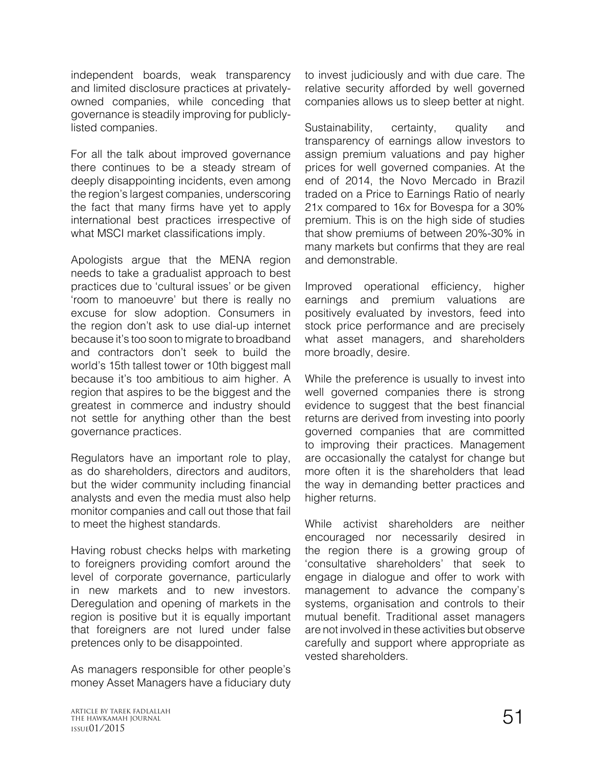independent boards, weak transparency and limited disclosure practices at privately-owned companies, while conceding that governance is steadily improving for publicly-listed companies.

For all the talk about improved governance there continues to be a steady stream of deeply disappointing incidents, even among the region's largest companies, underscoring the fact that many firms have yet to apply international best practices irrespective of what MSCI market classifications imply.

Apologists argue that the MENA region needs to take a gradualist approach to best practices due to 'cultural issues' or be given 'room to manoeuvre' but there is really no excuse for slow adoption. Consumers in the region don't ask to use dial-up internet because it's too soon to migrate to broadband and contractors don't seek to build the world's 15th tallest tower or 10th biggest mall because it's too ambitious to aim higher. A region that aspires to be the biggest and the greatest in commerce and industry should not settle for anything other than the best governance practices.

Regulators have an important role to play, as do shareholders, directors and auditors, but the wider community including financial analysts and even the media must also help monitor companies and call out those that fail to meet the highest standards.

Having robust checks helps with marketing to foreigners providing comfort around the level of corporate governance, particularly in new markets and to new investors. Deregulation and opening of markets in the region is positive but it is equally important that foreigners are not lured under false pretences only to be disappointed.

As managers responsible for other people's money Asset Managers have a fiduciary duty to invest judiciously and with due care. The relative security afforded by well governed companies allows us to sleep better at night.

Sustainability, certainty, quality and transparency of earnings allow investors to assign premium valuations and pay higher prices for well governed companies. At the end of 2014, the Novo Mercado in Brazil traded on a Price to Earnings Ratio of nearly 21x compared to 16x for Bovespa for a 30% premium. This is on the high side of studies that show premiums of between 20%-30% in many markets but confirms that they are real and demonstrable.

Improved operational efficiency, higher earnings and premium valuations are positively evaluated by investors, feed into stock price performance and are precisely what asset managers, and shareholders more broadly, desire.

While the preference is usually to invest into well governed companies there is strong evidence to suggest that the best financial returns are derived from investing into poorly governed companies that are committed to improving their practices. Management are occasionally the catalyst for change but more often it is the shareholders that lead the way in demanding better practices and higher returns.

While activist shareholders are neither encouraged nor necessarily desired in the region there is a growing group of 'consultative shareholders' that seek to engage in dialogue and offer to work with management to advance the company's systems, organisation and controls to their mutual benefit. Traditional asset managers are not involved in these activities but observe carefully and support where appropriate as vested shareholders.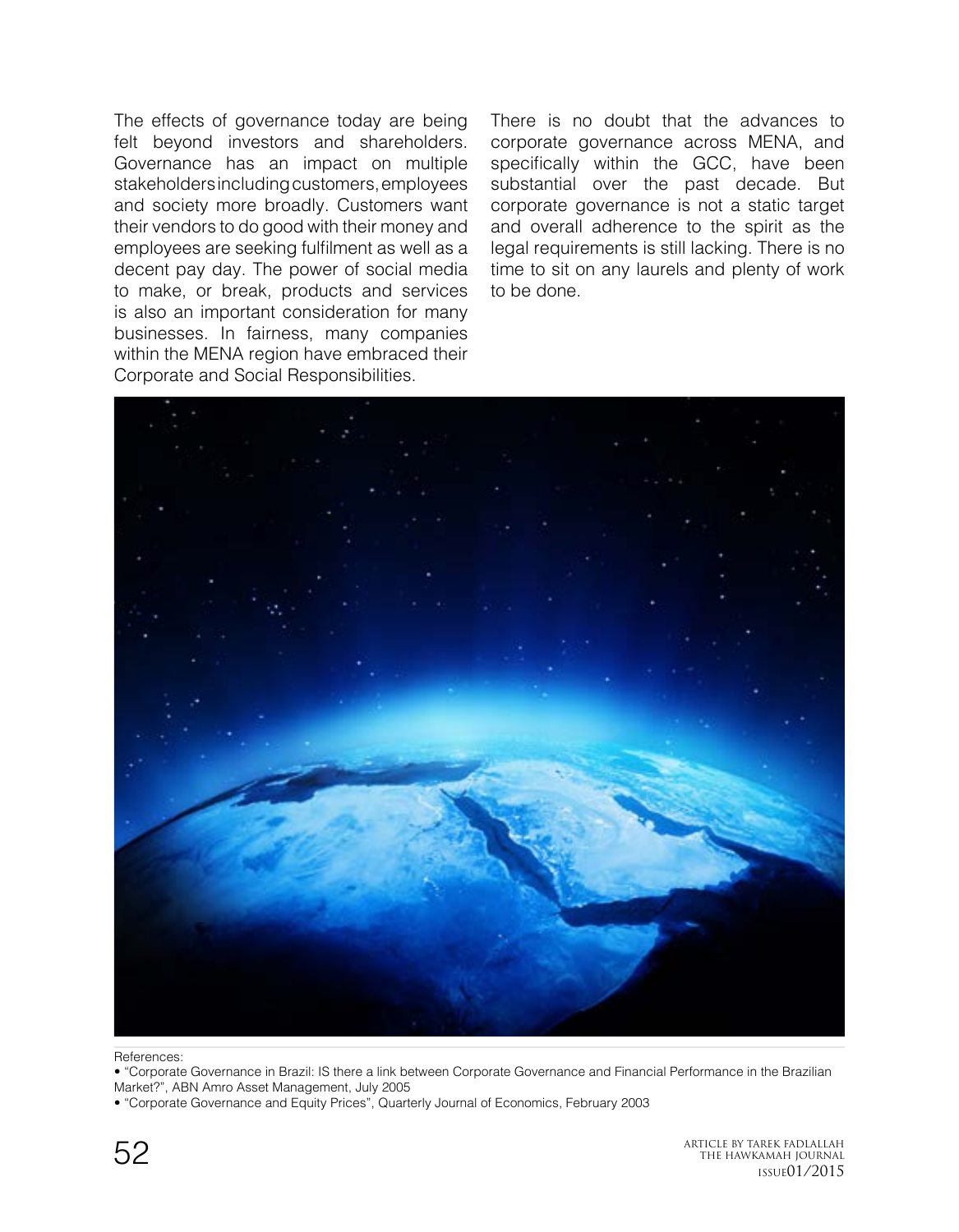The effects of governance today are being felt beyond investors and shareholders. Governance has an impact on multiple stakeholders including customers, employees and society more broadly. Customers want their vendors to do good with their money and employees are seeking fulfilment as well as a decent pay day. The power of social media to make, or break, products and services is also an important consideration for many businesses. In fairness, many companies within the MENA region have embraced their Corporate and Social Responsibilities.

There is no doubt that the advances to corporate governance across MENA, and specifically within the GCC, have been substantial over the past decade. But corporate governance is not a static target and overall adherence to the spirit as the legal requirements is still lacking. There is no time to sit on any laurels and plenty of work to be done.

References:

- "Corporate Governance in Brazil: IS there a link between Corporate Governance and Financial Performance in the Brazilian Market?", ABN Amro Asset Management, July 2005
- "Corporate Governance and Equity Prices", Quarterly Journal of Economics, February 2003